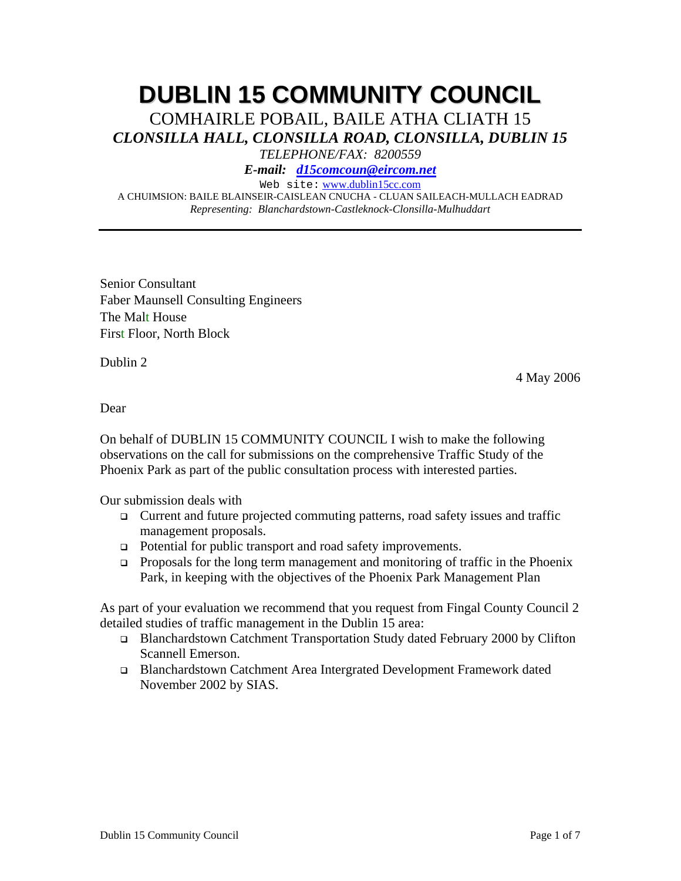# DUBLIN 15 COMMUNITY COUNCIL

COMHAIRLE POBAIL, BAILE ATHA CLIATH 15

***CLONSILLA HALL, CLONSILLA ROAD, CLONSILLA, DUBLIN 15***

*TELEPHONE/FAX: 8200559*

***E-mail: d15comcoun@eircom.net***

Web site: www.dublin15cc.com

A CHUIMSION: BAILE BLAINSEIR-CAISLEAN CNUCHA - CLUAN SAILEACH-MULLACH EADRAD

*Representing: Blanchardstown-Castleknock-Clonsilla-Mulhuddart*

---

Senior Consultant
Faber Maunsell Consulting Engineers
The Malt House
First Floor, North Block

Dublin 2

4 May 2006

Dear

On behalf of DUBLIN 15 COMMUNITY COUNCIL I wish to make the following observations on the call for submissions on the comprehensive Traffic Study of the Phoenix Park as part of the public consultation process with interested parties.

Our submission deals with

- Current and future projected commuting patterns, road safety issues and traffic management proposals.
- Potential for public transport and road safety improvements.
- Proposals for the long term management and monitoring of traffic in the Phoenix Park, in keeping with the objectives of the Phoenix Park Management Plan

As part of your evaluation we recommend that you request from Fingal County Council 2 detailed studies of traffic management in the Dublin 15 area:

- Blanchardstown Catchment Transportation Study dated February 2000 by Clifton Scannell Emerson.
- Blanchardstown Catchment Area Intergrated Development Framework dated November 2002 by SIAS.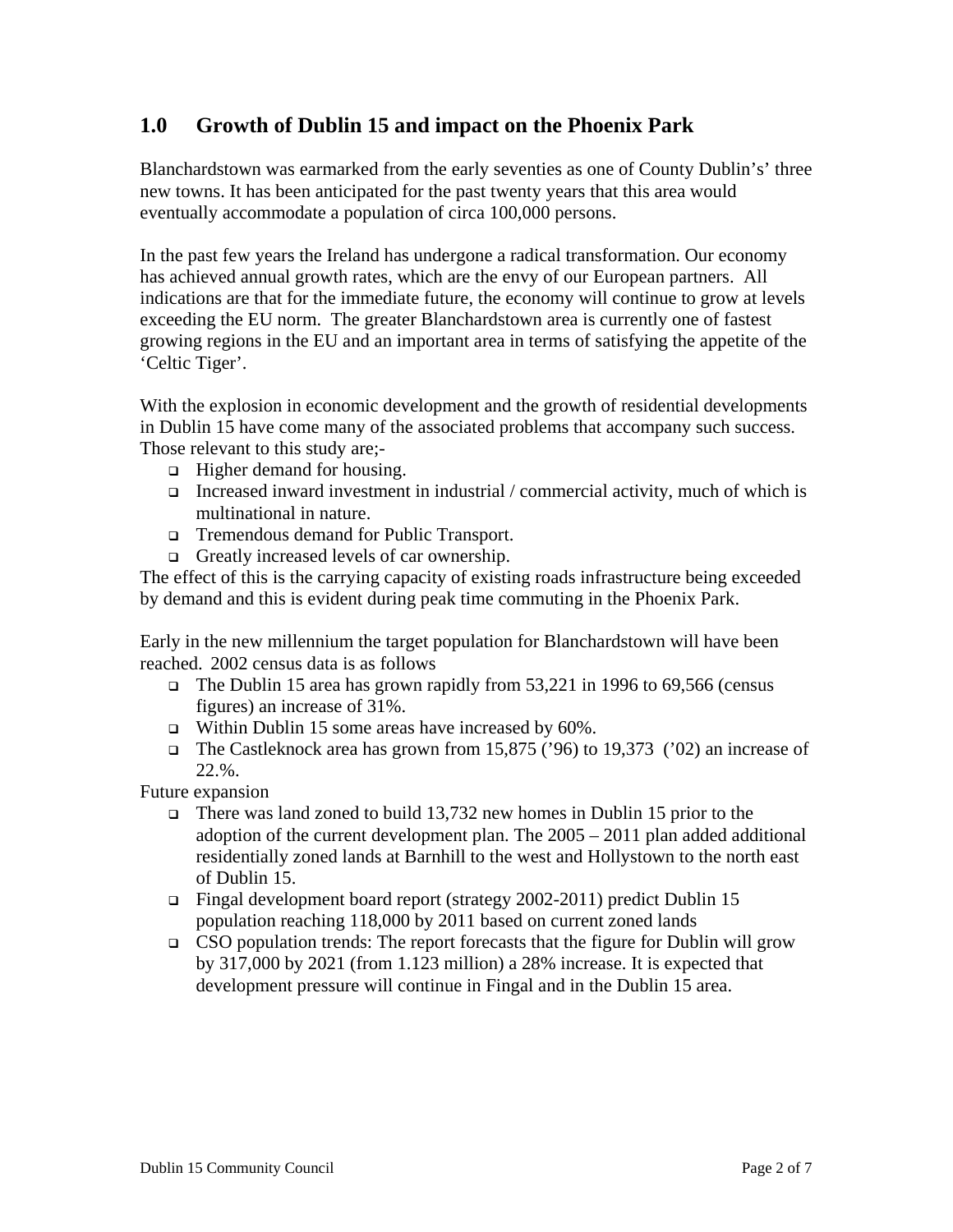## 1.0 Growth of Dublin 15 and impact on the Phoenix Park

Blanchardstown was earmarked from the early seventies as one of County Dublin's' three new towns. It has been anticipated for the past twenty years that this area would eventually accommodate a population of circa 100,000 persons.

In the past few years the Ireland has undergone a radical transformation. Our economy has achieved annual growth rates, which are the envy of our European partners. All indications are that for the immediate future, the economy will continue to grow at levels exceeding the EU norm. The greater Blanchardstown area is currently one of fastest growing regions in the EU and an important area in terms of satisfying the appetite of the 'Celtic Tiger'.

With the explosion in economic development and the growth of residential developments in Dublin 15 have come many of the associated problems that accompany such success. Those relevant to this study are;-

- Higher demand for housing.
- Increased inward investment in industrial / commercial activity, much of which is multinational in nature.
- Tremendous demand for Public Transport.
- Greatly increased levels of car ownership.

The effect of this is the carrying capacity of existing roads infrastructure being exceeded by demand and this is evident during peak time commuting in the Phoenix Park.

Early in the new millennium the target population for Blanchardstown will have been reached. 2002 census data is as follows

- The Dublin 15 area has grown rapidly from 53,221 in 1996 to 69,566 (census figures) an increase of 31%.
- Within Dublin 15 some areas have increased by 60%.
- The Castleknock area has grown from 15,875 ('96) to 19,373 ('02) an increase of 22.%.

Future expansion

- There was land zoned to build 13,732 new homes in Dublin 15 prior to the adoption of the current development plan. The 2005 – 2011 plan added additional residentially zoned lands at Barnhill to the west and Hollystown to the north east of Dublin 15.
- Fingal development board report (strategy 2002-2011) predict Dublin 15 population reaching 118,000 by 2011 based on current zoned lands
- CSO population trends: The report forecasts that the figure for Dublin will grow by 317,000 by 2021 (from 1.123 million) a 28% increase. It is expected that development pressure will continue in Fingal and in the Dublin 15 area.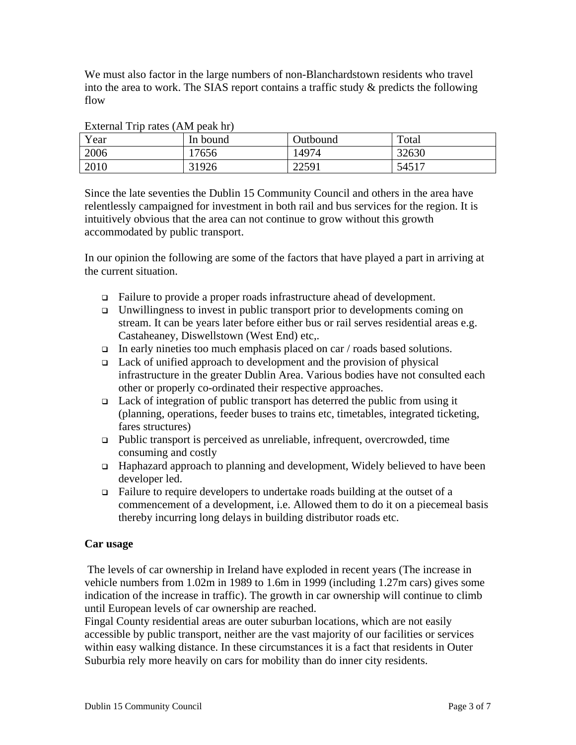We must also factor in the large numbers of non-Blanchardstown residents who travel into the area to work. The SIAS report contains a traffic study & predicts the following flow

External Trip rates (AM peak hr)

| Year | In bound | Outbound | Total |
|---|---|---|---|
| 2006 | 17656 | 14974 | 32630 |
| 2010 | 31926 | 22591 | 54517 |

Since the late seventies the Dublin 15 Community Council and others in the area have relentlessly campaigned for investment in both rail and bus services for the region. It is intuitively obvious that the area can not continue to grow without this growth accommodated by public transport.

In our opinion the following are some of the factors that have played a part in arriving at the current situation.

- Failure to provide a proper roads infrastructure ahead of development.
- Unwillingness to invest in public transport prior to developments coming on stream. It can be years later before either bus or rail serves residential areas e.g. Castaheaney, Diswellstown (West End) etc,.
- In early nineties too much emphasis placed on car / roads based solutions.
- Lack of unified approach to development and the provision of physical infrastructure in the greater Dublin Area. Various bodies have not consulted each other or properly co-ordinated their respective approaches.
- Lack of integration of public transport has deterred the public from using it (planning, operations, feeder buses to trains etc, timetables, integrated ticketing, fares structures)
- Public transport is perceived as unreliable, infrequent, overcrowded, time consuming and costly
- Haphazard approach to planning and development, Widely believed to have been developer led.
- Failure to require developers to undertake roads building at the outset of a commencement of a development, i.e. Allowed them to do it on a piecemeal basis thereby incurring long delays in building distributor roads etc.

**Car usage**

The levels of car ownership in Ireland have exploded in recent years (The increase in vehicle numbers from 1.02m in 1989 to 1.6m in 1999 (including 1.27m cars) gives some indication of the increase in traffic). The growth in car ownership will continue to climb until European levels of car ownership are reached.
Fingal County residential areas are outer suburban locations, which are not easily accessible by public transport, neither are the vast majority of our facilities or services within easy walking distance. In these circumstances it is a fact that residents in Outer Suburbia rely more heavily on cars for mobility than do inner city residents.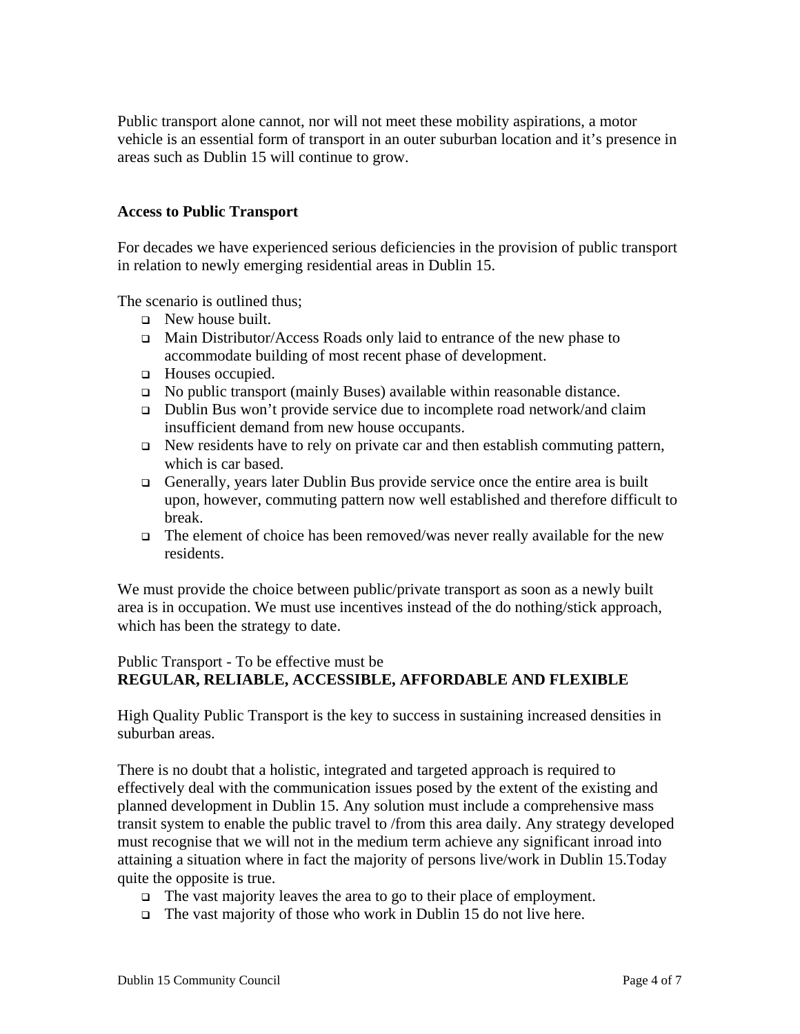Public transport alone cannot, nor will not meet these mobility aspirations, a motor vehicle is an essential form of transport in an outer suburban location and it's presence in areas such as Dublin 15 will continue to grow.

**Access to Public Transport**

For decades we have experienced serious deficiencies in the provision of public transport in relation to newly emerging residential areas in Dublin 15.

The scenario is outlined thus;

- New house built.
- Main Distributor/Access Roads only laid to entrance of the new phase to accommodate building of most recent phase of development.
- Houses occupied.
- No public transport (mainly Buses) available within reasonable distance.
- Dublin Bus won't provide service due to incomplete road network/and claim insufficient demand from new house occupants.
- New residents have to rely on private car and then establish commuting pattern, which is car based.
- Generally, years later Dublin Bus provide service once the entire area is built upon, however, commuting pattern now well established and therefore difficult to break.
- The element of choice has been removed/was never really available for the new residents.

We must provide the choice between public/private transport as soon as a newly built area is in occupation. We must use incentives instead of the do nothing/stick approach, which has been the strategy to date.

Public Transport - To be effective must be
**REGULAR, RELIABLE, ACCESSIBLE, AFFORDABLE AND FLEXIBLE**

High Quality Public Transport is the key to success in sustaining increased densities in suburban areas.

There is no doubt that a holistic, integrated and targeted approach is required to effectively deal with the communication issues posed by the extent of the existing and planned development in Dublin 15. Any solution must include a comprehensive mass transit system to enable the public travel to /from this area daily. Any strategy developed must recognise that we will not in the medium term achieve any significant inroad into attaining a situation where in fact the majority of persons live/work in Dublin 15.Today quite the opposite is true.

- The vast majority leaves the area to go to their place of employment.
- The vast majority of those who work in Dublin 15 do not live here.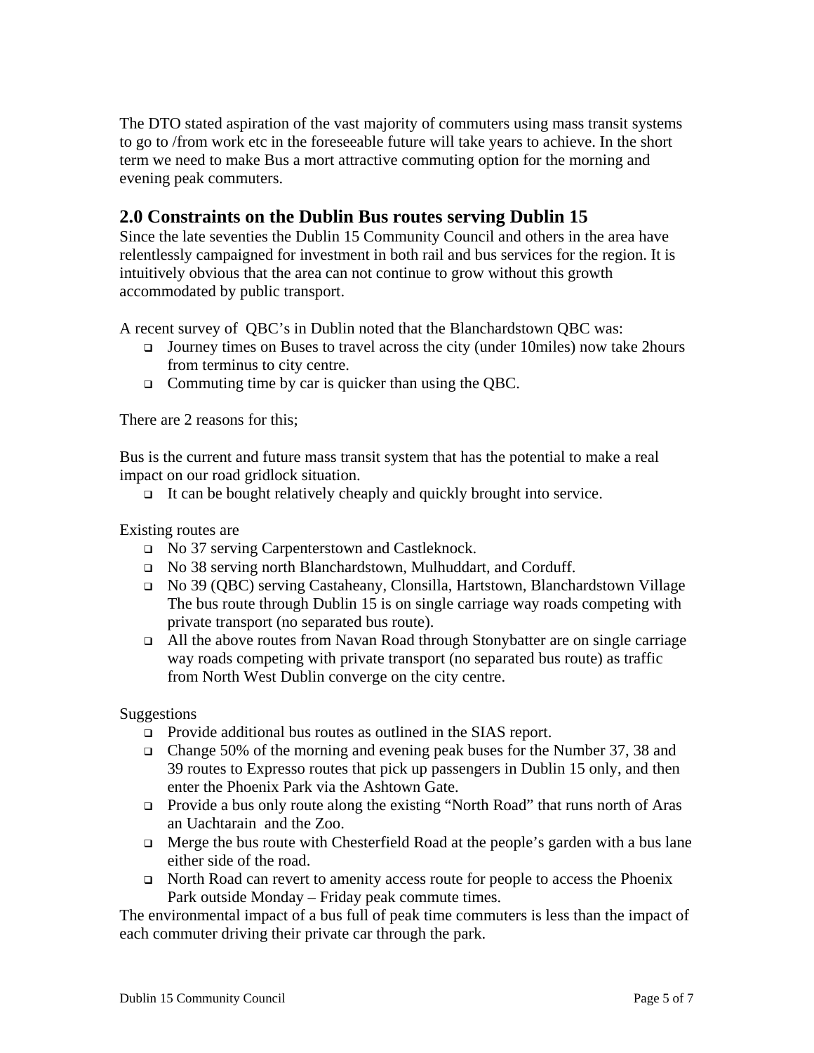The DTO stated aspiration of the vast majority of commuters using mass transit systems to go to /from work etc in the foreseeable future will take years to achieve. In the short term we need to make Bus a mort attractive commuting option for the morning and evening peak commuters.

## 2.0 Constraints on the Dublin Bus routes serving Dublin 15

Since the late seventies the Dublin 15 Community Council and others in the area have relentlessly campaigned for investment in both rail and bus services for the region. It is intuitively obvious that the area can not continue to grow without this growth accommodated by public transport.

A recent survey of QBC's in Dublin noted that the Blanchardstown QBC was:

- Journey times on Buses to travel across the city (under 10miles) now take 2hours from terminus to city centre.
- Commuting time by car is quicker than using the QBC.

There are 2 reasons for this;

Bus is the current and future mass transit system that has the potential to make a real impact on our road gridlock situation.

- It can be bought relatively cheaply and quickly brought into service.

Existing routes are

- No 37 serving Carpenterstown and Castleknock.
- No 38 serving north Blanchardstown, Mulhuddart, and Corduff.
- No 39 (QBC) serving Castaheany, Clonsilla, Hartstown, Blanchardstown Village The bus route through Dublin 15 is on single carriage way roads competing with private transport (no separated bus route).
- All the above routes from Navan Road through Stonybatter are on single carriage way roads competing with private transport (no separated bus route) as traffic from North West Dublin converge on the city centre.

Suggestions

- Provide additional bus routes as outlined in the SIAS report.
- Change 50% of the morning and evening peak buses for the Number 37, 38 and 39 routes to Expresso routes that pick up passengers in Dublin 15 only, and then enter the Phoenix Park via the Ashtown Gate.
- Provide a bus only route along the existing "North Road" that runs north of Aras an Uachtarain and the Zoo.
- Merge the bus route with Chesterfield Road at the people's garden with a bus lane either side of the road.
- North Road can revert to amenity access route for people to access the Phoenix Park outside Monday – Friday peak commute times.

The environmental impact of a bus full of peak time commuters is less than the impact of each commuter driving their private car through the park.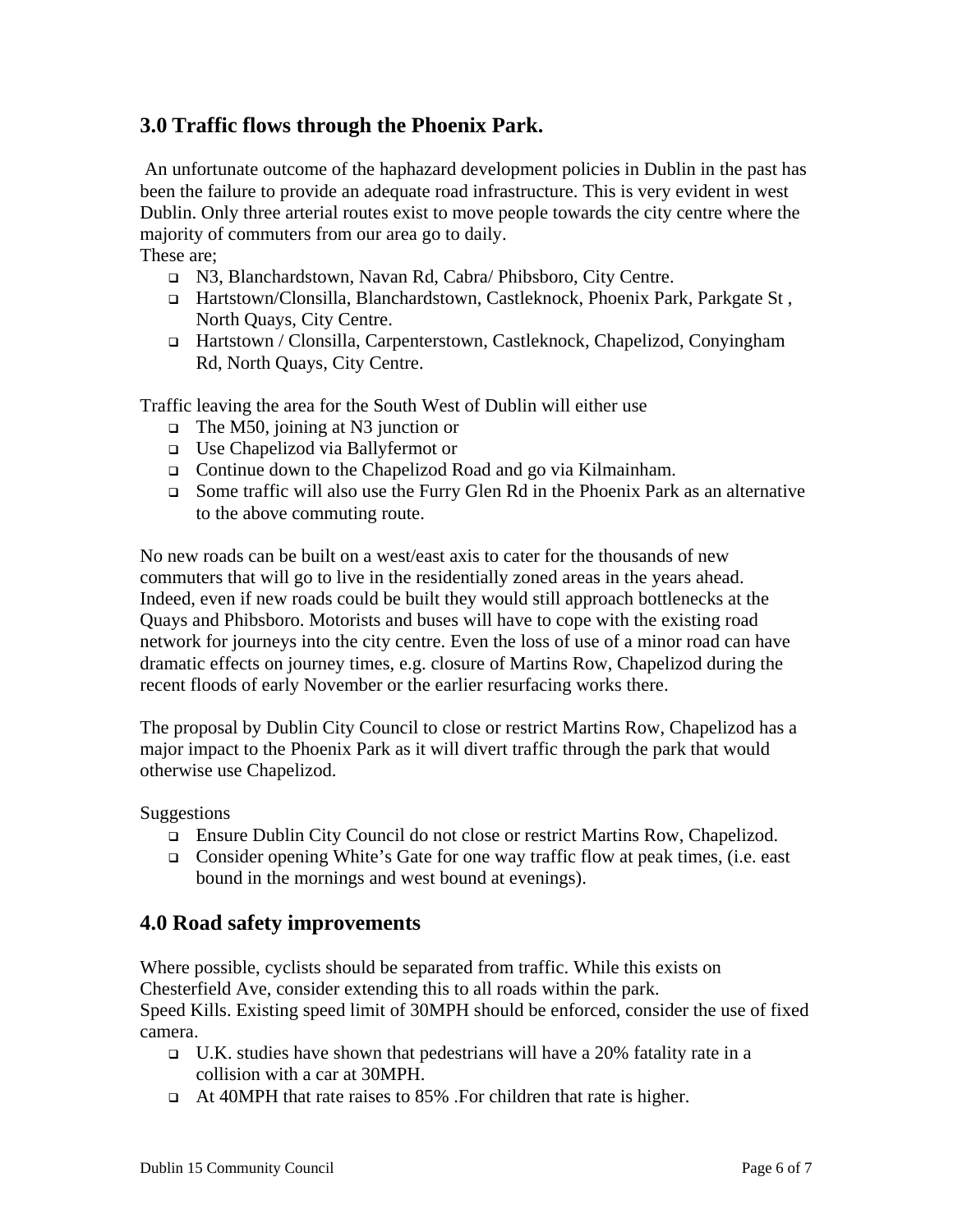## 3.0 Traffic flows through the Phoenix Park.

An unfortunate outcome of the haphazard development policies in Dublin in the past has been the failure to provide an adequate road infrastructure. This is very evident in west Dublin. Only three arterial routes exist to move people towards the city centre where the majority of commuters from our area go to daily.
These are;

- N3, Blanchardstown, Navan Rd, Cabra/ Phibsboro, City Centre.
- Hartstown/Clonsilla, Blanchardstown, Castleknock, Phoenix Park, Parkgate St , North Quays, City Centre.
- Hartstown / Clonsilla, Carpenterstown, Castleknock, Chapelizod, Conyingham Rd, North Quays, City Centre.

Traffic leaving the area for the South West of Dublin will either use

- The M50, joining at N3 junction or
- Use Chapelizod via Ballyfermot or
- Continue down to the Chapelizod Road and go via Kilmainham.
- Some traffic will also use the Furry Glen Rd in the Phoenix Park as an alternative to the above commuting route.

No new roads can be built on a west/east axis to cater for the thousands of new commuters that will go to live in the residentially zoned areas in the years ahead. Indeed, even if new roads could be built they would still approach bottlenecks at the Quays and Phibsboro. Motorists and buses will have to cope with the existing road network for journeys into the city centre. Even the loss of use of a minor road can have dramatic effects on journey times, e.g. closure of Martins Row, Chapelizod during the recent floods of early November or the earlier resurfacing works there.

The proposal by Dublin City Council to close or restrict Martins Row, Chapelizod has a major impact to the Phoenix Park as it will divert traffic through the park that would otherwise use Chapelizod.

Suggestions

- Ensure Dublin City Council do not close or restrict Martins Row, Chapelizod.
- Consider opening White's Gate for one way traffic flow at peak times, (i.e. east bound in the mornings and west bound at evenings).

## 4.0 Road safety improvements

Where possible, cyclists should be separated from traffic. While this exists on Chesterfield Ave, consider extending this to all roads within the park.
Speed Kills. Existing speed limit of 30MPH should be enforced, consider the use of fixed camera.

- U.K. studies have shown that pedestrians will have a 20% fatality rate in a collision with a car at 30MPH.
- At 40MPH that rate raises to 85% .For children that rate is higher.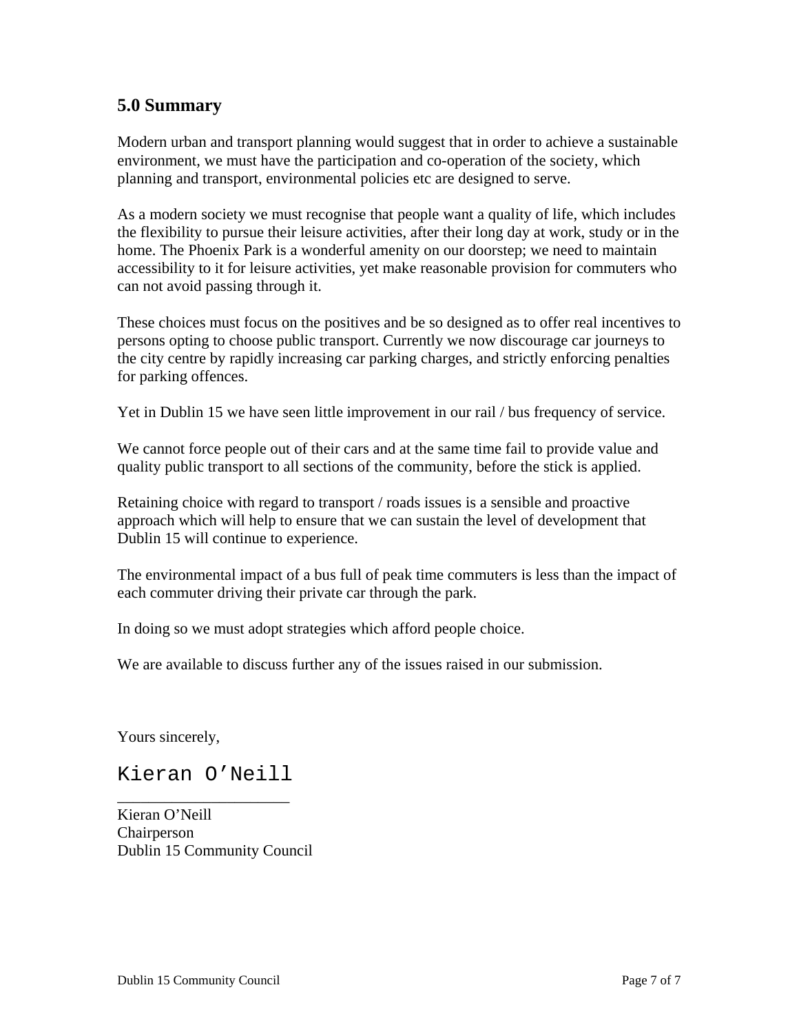## 5.0 Summary

Modern urban and transport planning would suggest that in order to achieve a sustainable environment, we must have the participation and co-operation of the society, which planning and transport, environmental policies etc are designed to serve.

As a modern society we must recognise that people want a quality of life, which includes the flexibility to pursue their leisure activities, after their long day at work, study or in the home. The Phoenix Park is a wonderful amenity on our doorstep; we need to maintain accessibility to it for leisure activities, yet make reasonable provision for commuters who can not avoid passing through it.

These choices must focus on the positives and be so designed as to offer real incentives to persons opting to choose public transport. Currently we now discourage car journeys to the city centre by rapidly increasing car parking charges, and strictly enforcing penalties for parking offences.

Yet in Dublin 15 we have seen little improvement in our rail / bus frequency of service.

We cannot force people out of their cars and at the same time fail to provide value and quality public transport to all sections of the community, before the stick is applied.

Retaining choice with regard to transport / roads issues is a sensible and proactive approach which will help to ensure that we can sustain the level of development that Dublin 15 will continue to experience.

The environmental impact of a bus full of peak time commuters is less than the impact of each commuter driving their private car through the park.

In doing so we must adopt strategies which afford people choice.

We are available to discuss further any of the issues raised in our submission.

Yours sincerely,

Kieran O'Neill

_____________________

Kieran O'Neill
Chairperson
Dublin 15 Community Council